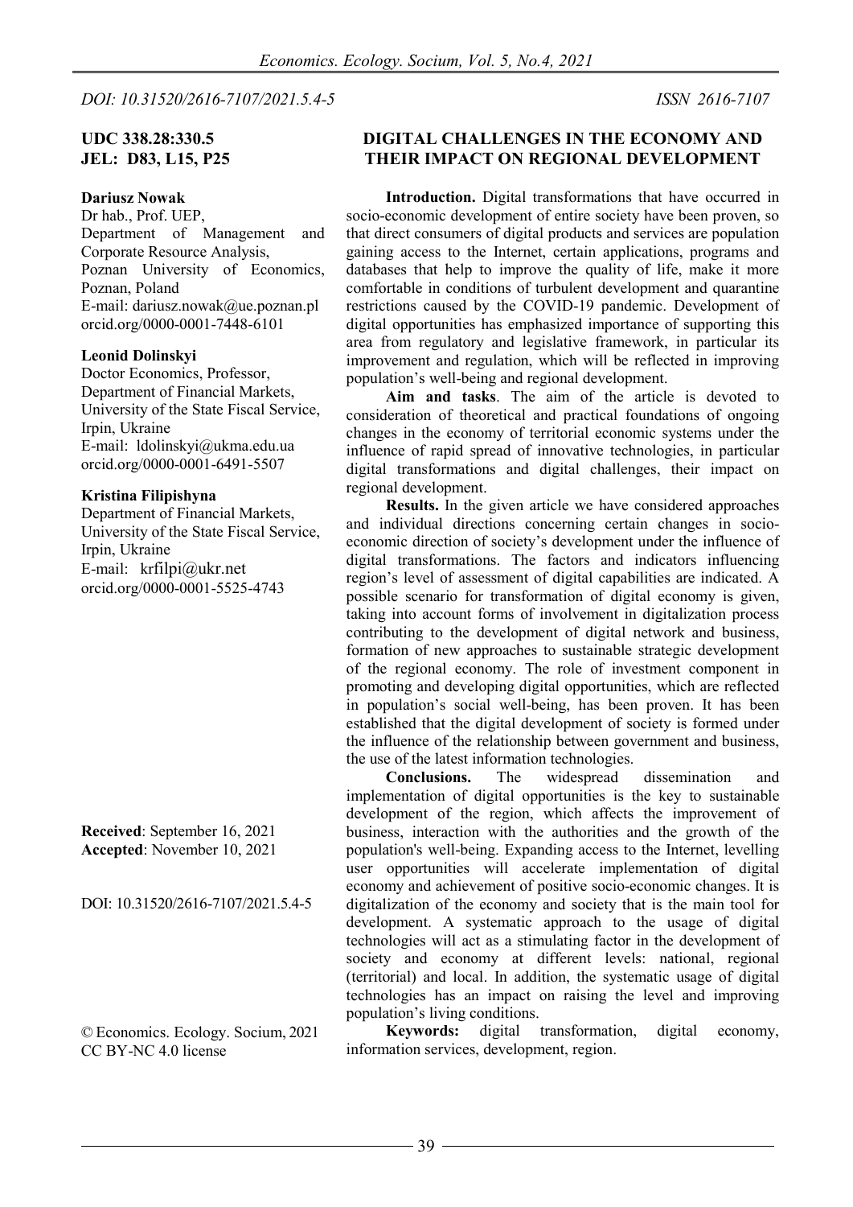DOI: 10.31520/2616-7107/2021.5.4-5

ISSN 2616-7107

**UDC 338.28:330.5**
**JEL: D83, L15, P25**

# DIGITAL CHALLENGES IN THE ECONOMY AND THEIR IMPACT ON REGIONAL DEVELOPMENT

**Dariusz Nowak**
Dr hab., Prof. UEP,
Department of Management and Corporate Resource Analysis,
Poznan University of Economics,
Poznan, Poland
E-mail: dariusz.nowak@ue.poznan.pl
orcid.org/0000-0001-7448-6101

**Leonid Dolinskyi**
Doctor Economics, Professor,
Department of Financial Markets,
University of the State Fiscal Service,
Irpin, Ukraine
E-mail: ldolinskyi@ukma.edu.ua
orcid.org/0000-0001-6491-5507

**Kristina Filipishyna**
Department of Financial Markets,
University of the State Fiscal Service,
Irpin, Ukraine
E-mail: krfilpi@ukr.net
orcid.org/0000-0001-5525-4743

**Received**: September 16, 2021
**Accepted**: November 10, 2021

DOI: 10.31520/2616-7107/2021.5.4-5

© Economics. Ecology. Socium, 2021
CC BY-NC 4.0 license

**Introduction.** Digital transformations that have occurred in socio-economic development of entire society have been proven, so that direct consumers of digital products and services are population gaining access to the Internet, certain applications, programs and databases that help to improve the quality of life, make it more comfortable in conditions of turbulent development and quarantine restrictions caused by the COVID-19 pandemic. Development of digital opportunities has emphasized importance of supporting this area from regulatory and legislative framework, in particular its improvement and regulation, which will be reflected in improving population's well-being and regional development.

**Aim and tasks**. The aim of the article is devoted to consideration of theoretical and practical foundations of ongoing changes in the economy of territorial economic systems under the influence of rapid spread of innovative technologies, in particular digital transformations and digital challenges, their impact on regional development.

**Results.** In the given article we have considered approaches and individual directions concerning certain changes in socio-economic direction of society's development under the influence of digital transformations. The factors and indicators influencing region's level of assessment of digital capabilities are indicated. A possible scenario for transformation of digital economy is given, taking into account forms of involvement in digitalization process contributing to the development of digital network and business, formation of new approaches to sustainable strategic development of the regional economy. The role of investment component in promoting and developing digital opportunities, which are reflected in population's social well-being, has been proven. It has been established that the digital development of society is formed under the influence of the relationship between government and business, the use of the latest information technologies.

**Conclusions.** The widespread dissemination and implementation of digital opportunities is the key to sustainable development of the region, which affects the improvement of business, interaction with the authorities and the growth of the population's well-being. Expanding access to the Internet, levelling user opportunities will accelerate implementation of digital economy and achievement of positive socio-economic changes. It is digitalization of the economy and society that is the main tool for development. A systematic approach to the usage of digital technologies will act as a stimulating factor in the development of society and economy at different levels: national, regional (territorial) and local. In addition, the systematic usage of digital technologies has an impact on raising the level and improving population's living conditions.

**Keywords:** digital transformation, digital economy, information services, development, region.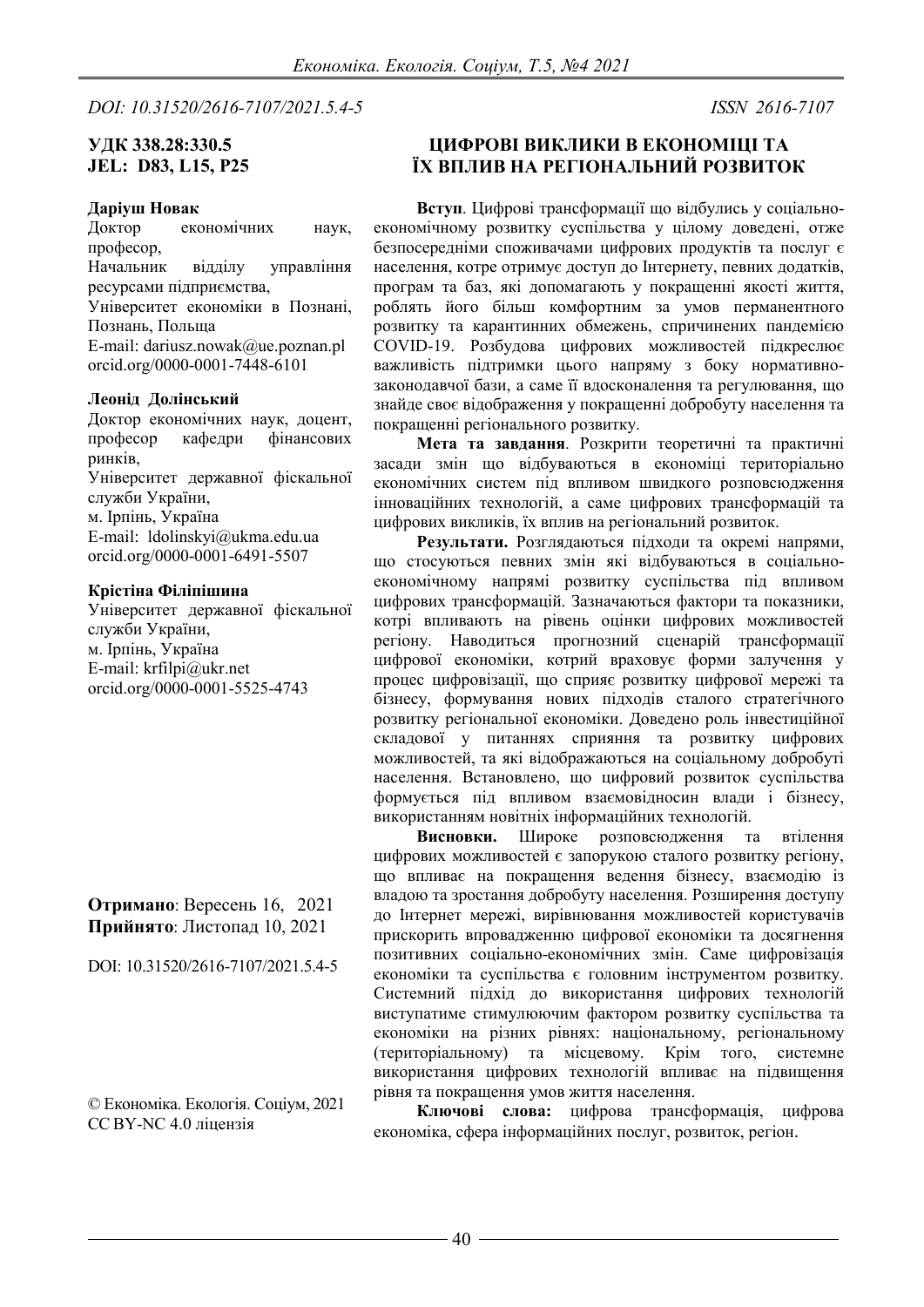*DOI: 10.31520/2616-7107/2021.5.4-5* *ISSN 2616-7107*

**УДК 338.28:330.5**
**JEL: D83, L15, P25**

# ЦИФРОВІ ВИКЛИКИ В ЕКОНОМІЦІ ТА ЇХ ВПЛИВ НА РЕГІОНАЛЬНИЙ РОЗВИТОК

**Даріуш Новак**
Доктор економічних наук, професор,
Начальник відділу управління ресурсами підприємства,
Університет економіки в Познані, Познань, Польща
E-mail: dariusz.nowak@ue.poznan.pl
orcid.org/0000-0001-7448-6101

**Леонід Долінський**
Доктор економічних наук, доцент, професор кафедри фінансових ринків,
Університет державної фіскальної служби України,
м. Ірпінь, Україна
E-mail: ldolinskyi@ukma.edu.ua
orcid.org/0000-0001-6491-5507

**Крістіна Філіпішина**
Університет державної фіскальної служби України,
м. Ірпінь, Україна
E-mail: krfilpi@ukr.net
orcid.org/0000-0001-5525-4743

**Отримано**: Вересень 16, 2021
**Прийнято**: Листопад 10, 2021

DOI: 10.31520/2616-7107/2021.5.4-5

© Економіка. Екологія. Соціум, 2021
CC BY-NC 4.0 ліцензія

**Вступ**. Цифрові трансформації що відбулись у соціально-економічному розвитку суспільства у цілому доведені, отже безпосередніми споживачами цифрових продуктів та послуг є населення, котре отримує доступ до Інтернету, певних додатків, програм та баз, які допомагають у покращенні якості життя, роблять його більш комфортним за умов перманентного розвитку та карантинних обмежень, спричинених пандемією COVID-19. Розбудова цифрових можливостей підкреслює важливість підтримки цього напряму з боку нормативно-законодавчої бази, а саме її вдосконалення та регулювання, що знайде своє відображення у покращенні добробуту населення та покращенні регіонального розвитку.

**Мета та завдання**. Розкрити теоретичні та практичні засади змін що відбуваються в економіці територіально економічних систем під впливом швидкого розповсюдження інноваційних технологій, а саме цифрових трансформацій та цифрових викликів, їх вплив на регіональний розвиток.

**Результати.** Розглядаються підходи та окремі напрями, що стосуються певних змін які відбуваються в соціально-економічному напрямі розвитку суспільства під впливом цифрових трансформацій. Зазначаються фактори та показники, котрі впливають на рівень оцінки цифрових можливостей регіону. Наводиться прогнозний сценарій трансформації цифрової економіки, котрий враховує форми залучення у процес цифровізації, що сприяє розвитку цифрової мережі та бізнесу, формування нових підходів сталого стратегічного розвитку регіональної економіки. Доведено роль інвестиційної складової у питаннях сприяння та розвитку цифрових можливостей, та які відображаються на соціальному добробуті населення. Встановлено, що цифровий розвиток суспільства формується під впливом взаємовідносин влади і бізнесу, використанням новітніх інформаційних технологій.

**Висновки.** Широке розповсюдження та втілення цифрових можливостей є запорукою сталого розвитку регіону, що впливає на покращення ведення бізнесу, взаємодію із владою та зростання добробуту населення. Розширення доступу до Інтернет мережі, вирівнювання можливостей користувачів прискорить впровадженню цифрової економіки та досягнення позитивних соціально-економічних змін. Саме цифровізація економіки та суспільства є головним інструментом розвитку. Системний підхід до використання цифрових технологій виступатиме стимулюючим фактором розвитку суспільства та економіки на різних рівнях: національному, регіональному (територіальному) та місцевому. Крім того, системне використання цифрових технологій впливає на підвищення рівня та покращення умов життя населення.

**Ключові слова:** цифрова трансформація, цифрова економіка, сфера інформаційних послуг, розвиток, регіон.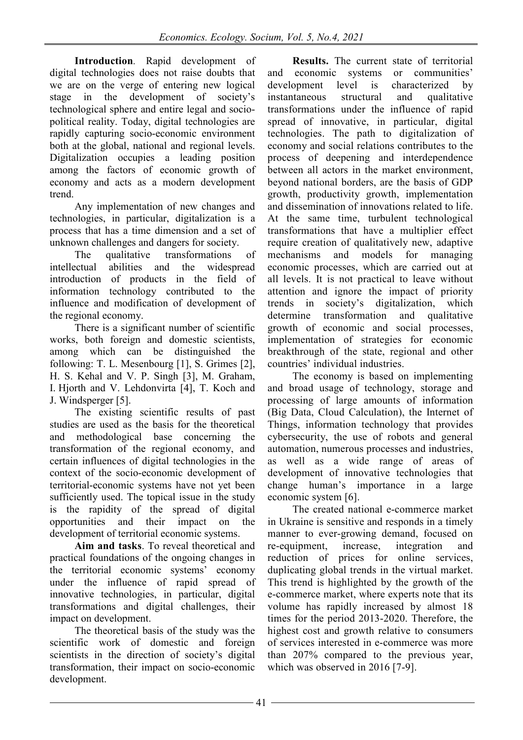**Introduction**. Rapid development of digital technologies does not raise doubts that we are on the verge of entering new logical stage in the development of society's technological sphere and entire legal and socio-political reality. Today, digital technologies are rapidly capturing socio-economic environment both at the global, national and regional levels. Digitalization occupies a leading position among the factors of economic growth of economy and acts as a modern development trend.

Any implementation of new changes and technologies, in particular, digitalization is a process that has a time dimension and a set of unknown challenges and dangers for society.

The qualitative transformations of intellectual abilities and the widespread introduction of products in the field of information technology contributed to the influence and modification of development of the regional economy.

There is a significant number of scientific works, both foreign and domestic scientists, among which can be distinguished the following: T. L. Mesenbourg [1], S. Grimes [2], H. S. Kehal and V. P. Singh [3], M. Graham, I. Hjorth and V. Lehdonvirta [4], T. Koch and J. Windsperger [5].

The existing scientific results of past studies are used as the basis for the theoretical and methodological base concerning the transformation of the regional economy, and certain influences of digital technologies in the context of the socio-economic development of territorial-economic systems have not yet been sufficiently used. The topical issue in the study is the rapidity of the spread of digital opportunities and their impact on the development of territorial economic systems.

**Aim and tasks**. To reveal theoretical and practical foundations of the ongoing changes in the territorial economic systems' economy under the influence of rapid spread of innovative technologies, in particular, digital transformations and digital challenges, their impact on development.

The theoretical basis of the study was the scientific work of domestic and foreign scientists in the direction of society's digital transformation, their impact on socio-economic development.

**Results.** The current state of territorial and economic systems or communities' development level is characterized by instantaneous structural and qualitative transformations under the influence of rapid spread of innovative, in particular, digital technologies. The path to digitalization of economy and social relations contributes to the process of deepening and interdependence between all actors in the market environment, beyond national borders, are the basis of GDP growth, productivity growth, implementation and dissemination of innovations related to life. At the same time, turbulent technological transformations that have a multiplier effect require creation of qualitatively new, adaptive mechanisms and models for managing economic processes, which are carried out at all levels. It is not practical to leave without attention and ignore the impact of priority trends in society's digitalization, which determine transformation and qualitative growth of economic and social processes, implementation of strategies for economic breakthrough of the state, regional and other countries' individual industries.

The economy is based on implementing and broad usage of technology, storage and processing of large amounts of information (Big Data, Cloud Calculation), the Internet of Things, information technology that provides cybersecurity, the use of robots and general automation, numerous processes and industries, as well as a wide range of areas of development of innovative technologies that change human's importance in a large economic system [6].

The created national e-commerce market in Ukraine is sensitive and responds in a timely manner to ever-growing demand, focused on re-equipment, increase, integration and reduction of prices for online services, duplicating global trends in the virtual market. This trend is highlighted by the growth of the e-commerce market, where experts note that its volume has rapidly increased by almost 18 times for the period 2013-2020. Therefore, the highest cost and growth relative to consumers of services interested in e-commerce was more than 207% compared to the previous year, which was observed in 2016 [7-9].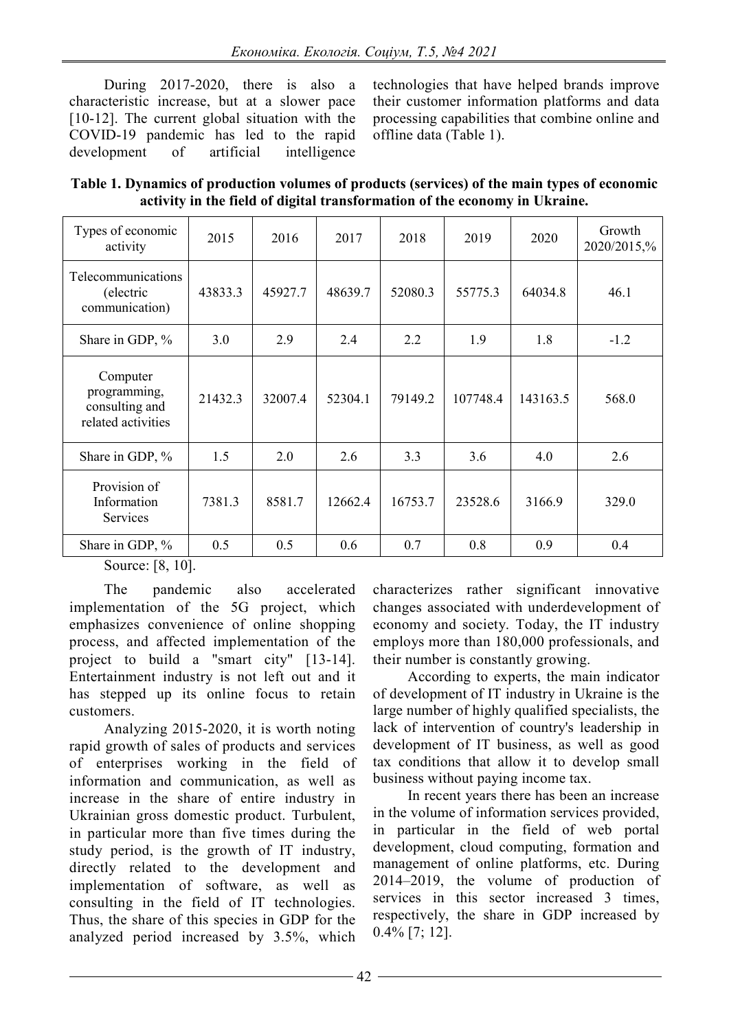During 2017-2020, there is also a characteristic increase, but at a slower pace [10-12]. The current global situation with the COVID-19 pandemic has led to the rapid development of artificial intelligence technologies that have helped brands improve their customer information platforms and data processing capabilities that combine online and offline data (Table 1).

**Table 1. Dynamics of production volumes of products (services) of the main types of economic activity in the field of digital transformation of the economy in Ukraine.**

| Types of economic activity | 2015 | 2016 | 2017 | 2018 | 2019 | 2020 | Growth 2020/2015,% |
|---|---|---|---|---|---|---|---|
| Telecommunications (electric communication) | 43833.3 | 45927.7 | 48639.7 | 52080.3 | 55775.3 | 64034.8 | 46.1 |
| Share in GDP, % | 3.0 | 2.9 | 2.4 | 2.2 | 1.9 | 1.8 | -1.2 |
| Computer programming, consulting and related activities | 21432.3 | 32007.4 | 52304.1 | 79149.2 | 107748.4 | 143163.5 | 568.0 |
| Share in GDP, % | 1.5 | 2.0 | 2.6 | 3.3 | 3.6 | 4.0 | 2.6 |
| Provision of Information Services | 7381.3 | 8581.7 | 12662.4 | 16753.7 | 23528.6 | 3166.9 | 329.0 |
| Share in GDP, % | 0.5 | 0.5 | 0.6 | 0.7 | 0.8 | 0.9 | 0.4 |

Source: [8, 10].

The pandemic also accelerated implementation of the 5G project, which emphasizes convenience of online shopping process, and affected implementation of the project to build a "smart city" [13-14]. Entertainment industry is not left out and it has stepped up its online focus to retain customers.

Analyzing 2015-2020, it is worth noting rapid growth of sales of products and services of enterprises working in the field of information and communication, as well as increase in the share of entire industry in Ukrainian gross domestic product. Turbulent, in particular more than five times during the study period, is the growth of IT industry, directly related to the development and implementation of software, as well as consulting in the field of IT technologies. Thus, the share of this species in GDP for the analyzed period increased by 3.5%, which characterizes rather significant innovative changes associated with underdevelopment of economy and society. Today, the IT industry employs more than 180,000 professionals, and their number is constantly growing.

According to experts, the main indicator of development of IT industry in Ukraine is the large number of highly qualified specialists, the lack of intervention of country's leadership in development of IT business, as well as good tax conditions that allow it to develop small business without paying income tax.

In recent years there has been an increase in the volume of information services provided, in particular in the field of web portal development, cloud computing, formation and management of online platforms, etc. During 2014–2019, the volume of production of services in this sector increased 3 times, respectively, the share in GDP increased by 0.4% [7; 12].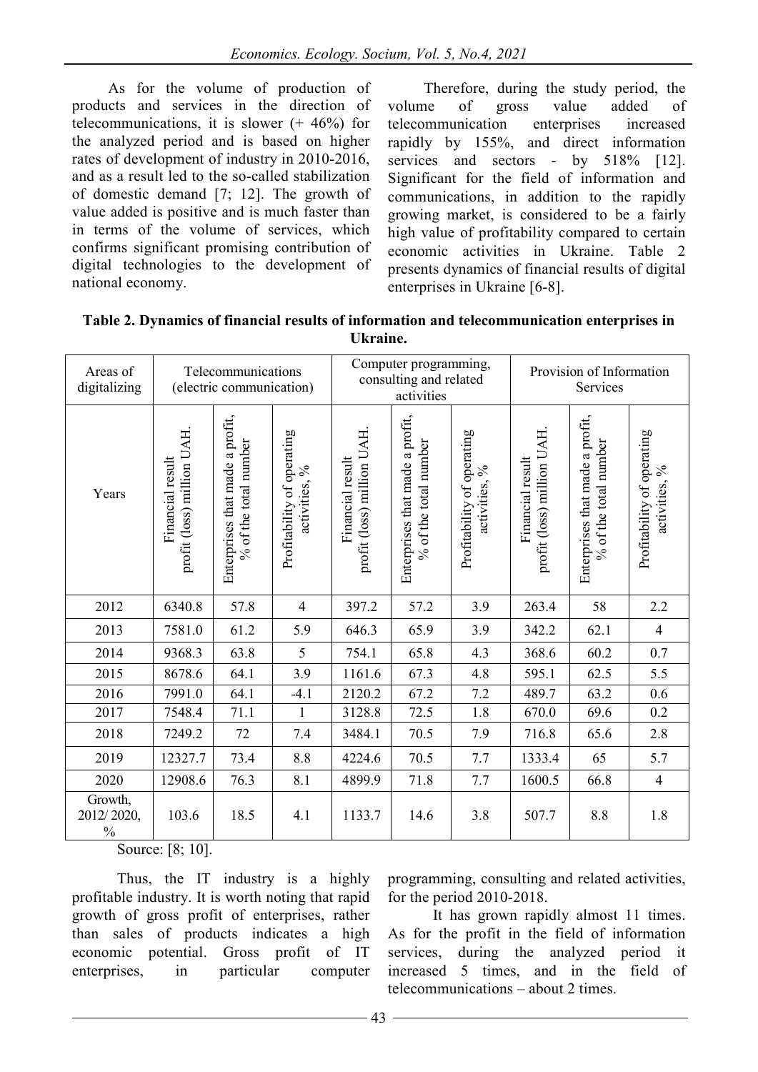As for the volume of production of products and services in the direction of telecommunications, it is slower (+ 46%) for the analyzed period and is based on higher rates of development of industry in 2010-2016, and as a result led to the so-called stabilization of domestic demand [7; 12]. The growth of value added is positive and is much faster than in terms of the volume of services, which confirms significant promising contribution of digital technologies to the development of national economy.

Therefore, during the study period, the volume of gross value added of telecommunication enterprises increased rapidly by 155%, and direct information services and sectors - by 518% [12]. Significant for the field of information and communications, in addition to the rapidly growing market, is considered to be a fairly high value of profitability compared to certain economic activities in Ukraine. Table 2 presents dynamics of financial results of digital enterprises in Ukraine [6-8].

**Table 2. Dynamics of financial results of information and telecommunication enterprises in Ukraine.**

| Areas of digitalizing | Telecommunications (electric communication) | | | Computer programming, consulting and related activities | | | Provision of Information Services | | |
|---|---|---|---|---|---|---|---|---|---|
| Years | Financial result profit (loss) million UAH. | Enterprises that made a profit, % of the total number | Profitability of operating activities, % | Financial result profit (loss) million UAH. | Enterprises that made a profit, % of the total number | Profitability of operating activities, % | Financial result profit (loss) million UAH. | Enterprises that made a profit, % of the total number | Profitability of operating activities, % |
| 2012 | 6340.8 | 57.8 | 4 | 397.2 | 57.2 | 3.9 | 263.4 | 58 | 2.2 |
| 2013 | 7581.0 | 61.2 | 5.9 | 646.3 | 65.9 | 3.9 | 342.2 | 62.1 | 4 |
| 2014 | 9368.3 | 63.8 | 5 | 754.1 | 65.8 | 4.3 | 368.6 | 60.2 | 0.7 |
| 2015 | 8678.6 | 64.1 | 3.9 | 1161.6 | 67.3 | 4.8 | 595.1 | 62.5 | 5.5 |
| 2016 | 7991.0 | 64.1 | -4.1 | 2120.2 | 67.2 | 7.2 | 489.7 | 63.2 | 0.6 |
| 2017 | 7548.4 | 71.1 | 1 | 3128.8 | 72.5 | 1.8 | 670.0 | 69.6 | 0.2 |
| 2018 | 7249.2 | 72 | 7.4 | 3484.1 | 70.5 | 7.9 | 716.8 | 65.6 | 2.8 |
| 2019 | 12327.7 | 73.4 | 8.8 | 4224.6 | 70.5 | 7.7 | 1333.4 | 65 | 5.7 |
| 2020 | 12908.6 | 76.3 | 8.1 | 4899.9 | 71.8 | 7.7 | 1600.5 | 66.8 | 4 |
| Growth, 2012/ 2020, % | 103.6 | 18.5 | 4.1 | 1133.7 | 14.6 | 3.8 | 507.7 | 8.8 | 1.8 |

Source: [8; 10].

Thus, the IT industry is a highly profitable industry. It is worth noting that rapid growth of gross profit of enterprises, rather than sales of products indicates a high economic potential. Gross profit of IT enterprises, in particular computer programming, consulting and related activities, for the period 2010-2018.

It has grown rapidly almost 11 times. As for the profit in the field of information services, during the analyzed period it increased 5 times, and in the field of telecommunications – about 2 times.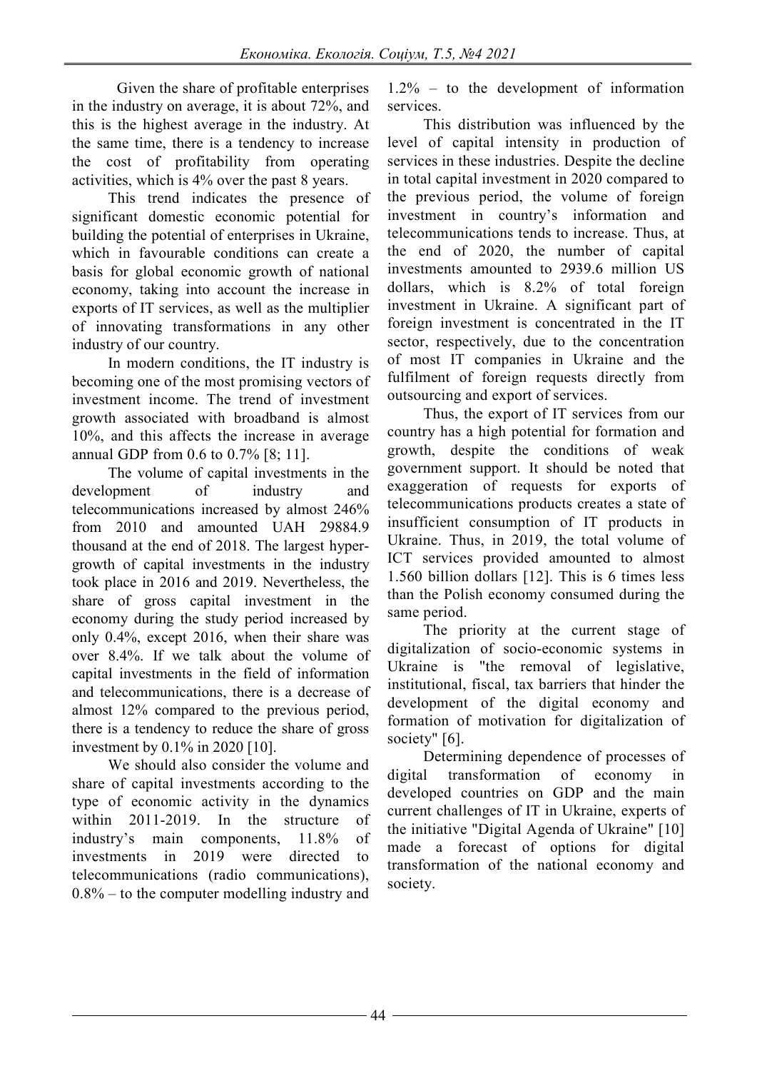Given the share of profitable enterprises in the industry on average, it is about 72%, and this is the highest average in the industry. At the same time, there is a tendency to increase the cost of profitability from operating activities, which is 4% over the past 8 years.

This trend indicates the presence of significant domestic economic potential for building the potential of enterprises in Ukraine, which in favourable conditions can create a basis for global economic growth of national economy, taking into account the increase in exports of IT services, as well as the multiplier of innovating transformations in any other industry of our country.

In modern conditions, the IT industry is becoming one of the most promising vectors of investment income. The trend of investment growth associated with broadband is almost 10%, and this affects the increase in average annual GDP from 0.6 to 0.7% [8; 11].

The volume of capital investments in the development of industry and telecommunications increased by almost 246% from 2010 and amounted UAH 29884.9 thousand at the end of 2018. The largest hyper-growth of capital investments in the industry took place in 2016 and 2019. Nevertheless, the share of gross capital investment in the economy during the study period increased by only 0.4%, except 2016, when their share was over 8.4%. If we talk about the volume of capital investments in the field of information and telecommunications, there is a decrease of almost 12% compared to the previous period, there is a tendency to reduce the share of gross investment by 0.1% in 2020 [10].

We should also consider the volume and share of capital investments according to the type of economic activity in the dynamics within 2011-2019. In the structure of industry's main components, 11.8% of investments in 2019 were directed to telecommunications (radio communications), 0.8% – to the computer modelling industry and 1.2% – to the development of information services.

This distribution was influenced by the level of capital intensity in production of services in these industries. Despite the decline in total capital investment in 2020 compared to the previous period, the volume of foreign investment in country's information and telecommunications tends to increase. Thus, at the end of 2020, the number of capital investments amounted to 2939.6 million US dollars, which is 8.2% of total foreign investment in Ukraine. A significant part of foreign investment is concentrated in the IT sector, respectively, due to the concentration of most IT companies in Ukraine and the fulfilment of foreign requests directly from outsourcing and export of services.

Thus, the export of IT services from our country has a high potential for formation and growth, despite the conditions of weak government support. It should be noted that exaggeration of requests for exports of telecommunications products creates a state of insufficient consumption of IT products in Ukraine. Thus, in 2019, the total volume of ICT services provided amounted to almost 1.560 billion dollars [12]. This is 6 times less than the Polish economy consumed during the same period.

The priority at the current stage of digitalization of socio-economic systems in Ukraine is "the removal of legislative, institutional, fiscal, tax barriers that hinder the development of the digital economy and formation of motivation for digitalization of society" [6].

Determining dependence of processes of digital transformation of economy in developed countries on GDP and the main current challenges of IT in Ukraine, experts of the initiative "Digital Agenda of Ukraine" [10] made a forecast of options for digital transformation of the national economy and society.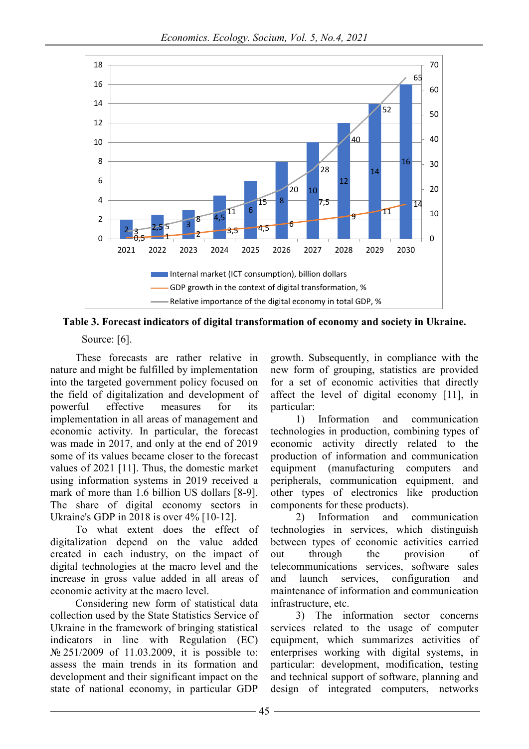| | 2021 | 2022 | 2023 | 2024 | 2025 | 2026 | 2027 | 2028 | 2029 | 2030 |
|---|---|---|---|---|---|---|---|---|---|---|
| Internal market (ICT consumption), billion dollars | 2 | 2,5 | 3 | 4,5 | 6 | 8 | 10 | 12 | 14 | 16 |
| GDP growth in the context of digital transformation, % | 0,5 | 1 | 2 | 3,5 | 4,5 | 6 | 7,5 | 9 | 11 | 14 |
| Relative importance of the digital economy in total GDP, % | 3 | 5 | 8 | 11 | 15 | 20 | 28 | 40 | 52 | 65 |

**Table 3. Forecast indicators of digital transformation of economy and society in Ukraine.**

Source: [6].

These forecasts are rather relative in nature and might be fulfilled by implementation into the targeted government policy focused on the field of digitalization and development of powerful effective measures for its implementation in all areas of management and economic activity. In particular, the forecast was made in 2017, and only at the end of 2019 some of its values became closer to the forecast values of 2021 [11]. Thus, the domestic market using information systems in 2019 received a mark of more than 1.6 billion US dollars [8-9]. The share of digital economy sectors in Ukraine's GDP in 2018 is over 4% [10-12].

To what extent does the effect of digitalization depend on the value added created in each industry, on the impact of digital technologies at the macro level and the increase in gross value added in all areas of economic activity at the macro level.

Considering new form of statistical data collection used by the State Statistics Service of Ukraine in the framework of bringing statistical indicators in line with Regulation (EC) № 251/2009 of 11.03.2009, it is possible to: assess the main trends in its formation and development and their significant impact on the state of national economy, in particular GDP growth. Subsequently, in compliance with the new form of grouping, statistics are provided for a set of economic activities that directly affect the level of digital economy [11], in particular:

1) Information and communication technologies in production, combining types of economic activity directly related to the production of information and communication equipment (manufacturing computers and peripherals, communication equipment, and other types of electronics like production components for these products).

2) Information and communication technologies in services, which distinguish between types of economic activities carried out through the provision of telecommunications services, software sales and launch services, configuration and maintenance of information and communication infrastructure, etc.

3) The information sector concerns services related to the usage of computer equipment, which summarizes activities of enterprises working with digital systems, in particular: development, modification, testing and technical support of software, planning and design of integrated computers, networks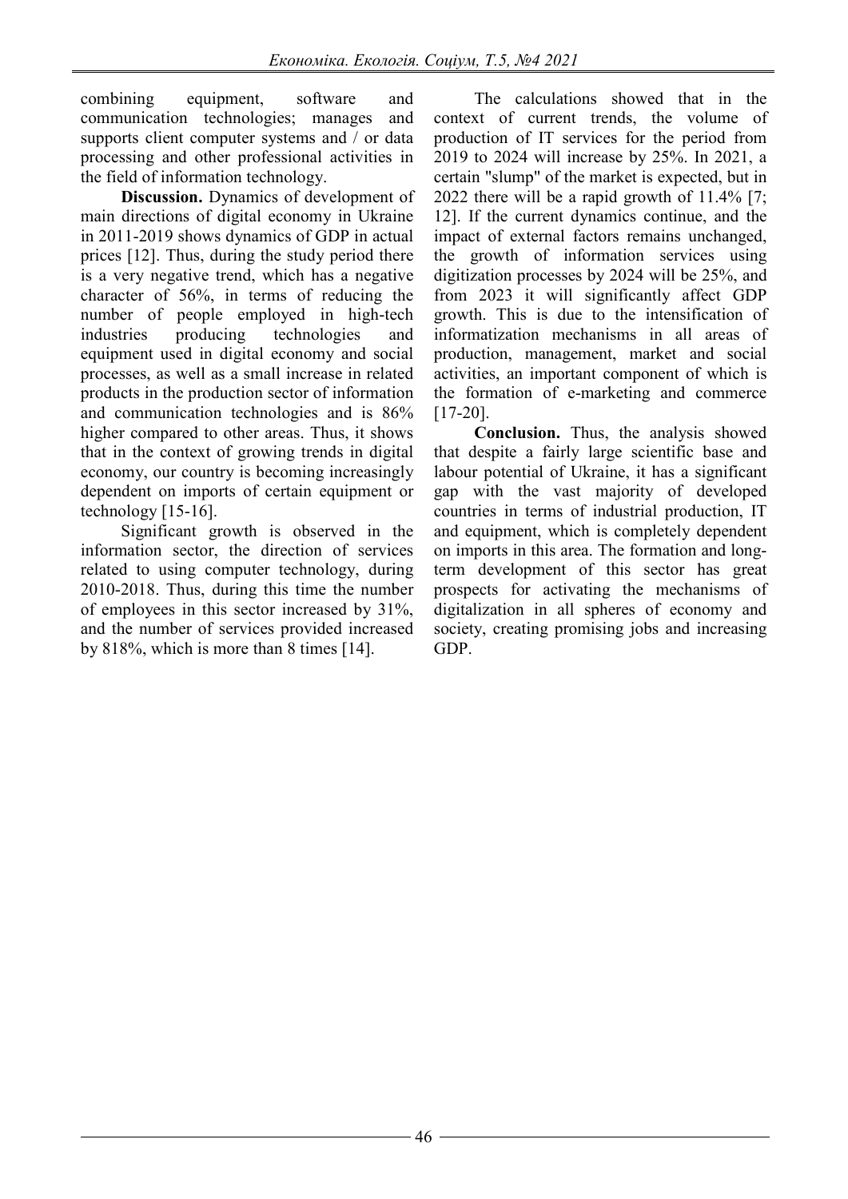combining equipment, software and communication technologies; manages and supports client computer systems and / or data processing and other professional activities in the field of information technology.

**Discussion.** Dynamics of development of main directions of digital economy in Ukraine in 2011-2019 shows dynamics of GDP in actual prices [12]. Thus, during the study period there is a very negative trend, which has a negative character of 56%, in terms of reducing the number of people employed in high-tech industries producing technologies and equipment used in digital economy and social processes, as well as a small increase in related products in the production sector of information and communication technologies and is 86% higher compared to other areas. Thus, it shows that in the context of growing trends in digital economy, our country is becoming increasingly dependent on imports of certain equipment or technology [15-16].

Significant growth is observed in the information sector, the direction of services related to using computer technology, during 2010-2018. Thus, during this time the number of employees in this sector increased by 31%, and the number of services provided increased by 818%, which is more than 8 times [14].

The calculations showed that in the context of current trends, the volume of production of IT services for the period from 2019 to 2024 will increase by 25%. In 2021, a certain "slump" of the market is expected, but in 2022 there will be a rapid growth of 11.4% [7; 12]. If the current dynamics continue, and the impact of external factors remains unchanged, the growth of information services using digitization processes by 2024 will be 25%, and from 2023 it will significantly affect GDP growth. This is due to the intensification of informatization mechanisms in all areas of production, management, market and social activities, an important component of which is the formation of e-marketing and commerce [17-20].

**Conclusion.** Thus, the analysis showed that despite a fairly large scientific base and labour potential of Ukraine, it has a significant gap with the vast majority of developed countries in terms of industrial production, IT and equipment, which is completely dependent on imports in this area. The formation and long-term development of this sector has great prospects for activating the mechanisms of digitalization in all spheres of economy and society, creating promising jobs and increasing GDP.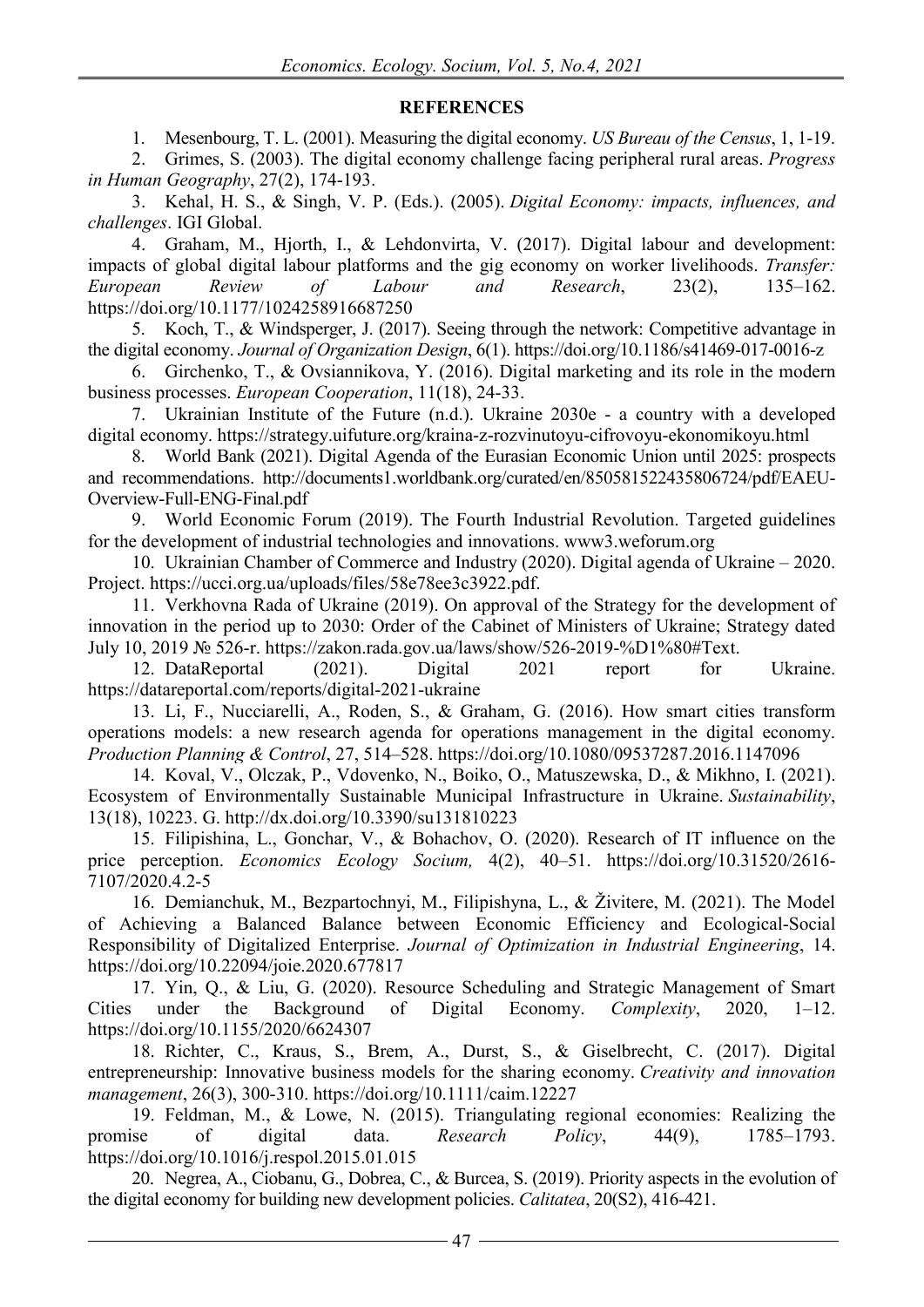## REFERENCES

1. Mesenbourg, T. L. (2001). Measuring the digital economy. *US Bureau of the Census*, 1, 1-19.
2. Grimes, S. (2003). The digital economy challenge facing peripheral rural areas. *Progress in Human Geography*, 27(2), 174-193.
3. Kehal, H. S., & Singh, V. P. (Eds.). (2005). *Digital Economy: impacts, influences, and challenges*. IGI Global.
4. Graham, M., Hjorth, I., & Lehdonvirta, V. (2017). Digital labour and development: impacts of global digital labour platforms and the gig economy on worker livelihoods. *Transfer: European Review of Labour and Research*, 23(2), 135–162. https://doi.org/10.1177/1024258916687250
5. Koch, T., & Windsperger, J. (2017). Seeing through the network: Competitive advantage in the digital economy. *Journal of Organization Design*, 6(1). https://doi.org/10.1186/s41469-017-0016-z
6. Girchenko, T., & Ovsiannikova, Y. (2016). Digital marketing and its role in the modern business processes. *European Cooperation*, 11(18), 24-33.
7. Ukrainian Institute of the Future (n.d.). Ukraine 2030e - a country with a developed digital economy. https://strategy.uifuture.org/kraina-z-rozvinutoyu-cifrovoyu-ekonomikoyu.html
8. World Bank (2021). Digital Agenda of the Eurasian Economic Union until 2025: prospects and recommendations. http://documents1.worldbank.org/curated/en/850581522435806724/pdf/EAEU-Overview-Full-ENG-Final.pdf
9. World Economic Forum (2019). The Fourth Industrial Revolution. Targeted guidelines for the development of industrial technologies and innovations. www3.weforum.org
10. Ukrainian Chamber of Commerce and Industry (2020). Digital agenda of Ukraine – 2020. Project. https://ucci.org.ua/uploads/files/58e78ee3c3922.pdf.
11. Verkhovna Rada of Ukraine (2019). On approval of the Strategy for the development of innovation in the period up to 2030: Order of the Cabinet of Ministers of Ukraine; Strategy dated July 10, 2019 № 526-r. https://zakon.rada.gov.ua/laws/show/526-2019-%D1%80#Text.
12. DataReportal (2021). Digital 2021 report for Ukraine. https://datareportal.com/reports/digital-2021-ukraine
13. Li, F., Nucciarelli, A., Roden, S., & Graham, G. (2016). How smart cities transform operations models: a new research agenda for operations management in the digital economy. *Production Planning & Control*, 27, 514–528. https://doi.org/10.1080/09537287.2016.1147096
14. Koval, V., Olczak, P., Vdovenko, N., Boiko, O., Matuszewska, D., & Mikhno, I. (2021). Ecosystem of Environmentally Sustainable Municipal Infrastructure in Ukraine. *Sustainability*, 13(18), 10223. G. http://dx.doi.org/10.3390/su131810223
15. Filipishina, L., Gonchar, V., & Bohachov, O. (2020). Research of IT influence on the price perception. *Economics Ecology Socium,* 4(2), 40–51. https://doi.org/10.31520/2616-7107/2020.4.2-5
16. Demianchuk, M., Bezpartochnyi, M., Filipishyna, L., & Živitere, M. (2021). The Model of Achieving a Balanced Balance between Economic Efficiency and Ecological-Social Responsibility of Digitalized Enterprise. *Journal of Optimization in Industrial Engineering*, 14. https://doi.org/10.22094/joie.2020.677817
17. Yin, Q., & Liu, G. (2020). Resource Scheduling and Strategic Management of Smart Cities under the Background of Digital Economy. *Complexity*, 2020, 1–12. https://doi.org/10.1155/2020/6624307
18. Richter, C., Kraus, S., Brem, A., Durst, S., & Giselbrecht, C. (2017). Digital entrepreneurship: Innovative business models for the sharing economy. *Creativity and innovation management*, 26(3), 300-310. https://doi.org/10.1111/caim.12227
19. Feldman, M., & Lowe, N. (2015). Triangulating regional economies: Realizing the promise of digital data. *Research Policy*, 44(9), 1785–1793. https://doi.org/10.1016/j.respol.2015.01.015
20. Negrea, A., Ciobanu, G., Dobrea, C., & Burcea, S. (2019). Priority aspects in the evolution of the digital economy for building new development policies. *Calitatea*, 20(S2), 416-421.